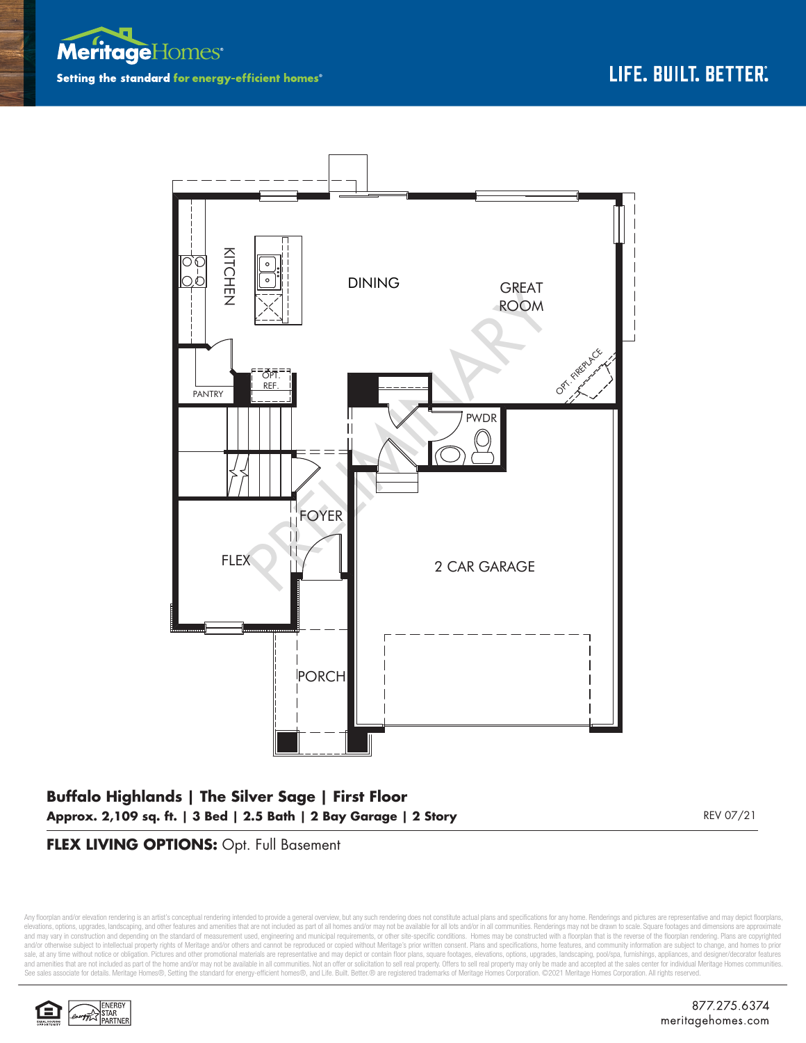**Meritage Homes**

Setting the standard **for energy-efficient homes®**

LIFE. BUILT. BETTER.

KITCHEN

DINING

GREAT ROOM

PANTRY

OPT. REF.

OPT. FIREPLACE

PWDR

FOYER

FLEX

2 CAR GARAGE

PORCH

PRELIMINARY

**Buffalo Highlands | The Silver Sage | First Floor**

**Approx. 2,109 sq. ft. | 3 Bed | 2.5 Bath | 2 Bay Garage | 2 Story**

REV 07/21

**FLEX LIVING OPTIONS:** Opt. Full Basement

Any floorplan and/or elevation rendering is an artist's conceptual rendering intended to provide a general overview, but any such rendering does not constitute actual plans and specifications for any home. Renderings and pictures are representative and may depict floorplans, elevations, options, upgrades, landscaping, and other features and amenities that are not included as part of all homes and/or may not be available for all lots and/or in all communities. Renderings may not be drawn to scale. Square footages and dimensions are approximate and may vary in construction and depending on the standard of measurement used, engineering and municipal requirements, or other site-specific conditions. Homes may be constructed with a floorplan that is the reverse of the floorplan rendering. Plans are copyrighted and/or otherwise subject to intellectual property rights of Meritage and/or others and cannot be reproduced or copied without Meritage's prior written consent. Plans and specifications, home features, and community information are subject to change, and homes to prior sale, at any time without notice or obligation. Pictures and other promotional materials are representative and may depict or contain floor plans, square footages, elevations, options, upgrades, landscaping, pool/spa, furnishings, appliances, and designer/decorator features and amenities that are not included as part of the home and/or may not be available in all communities. Not an offer or solicitation to sell real property. Offers to sell real property may only be made and accepted at the sales center for individual Meritage Homes communities. See sales associate for details. Meritage Homes®, Setting the standard for energy-efficient homes®, and Life. Built. Better.® are registered trademarks of Meritage Homes Corporation. ©2021 Meritage Homes Corporation. All rights reserved.

ENERGY STAR PARTNER

877.275.6374
meritagehomes.com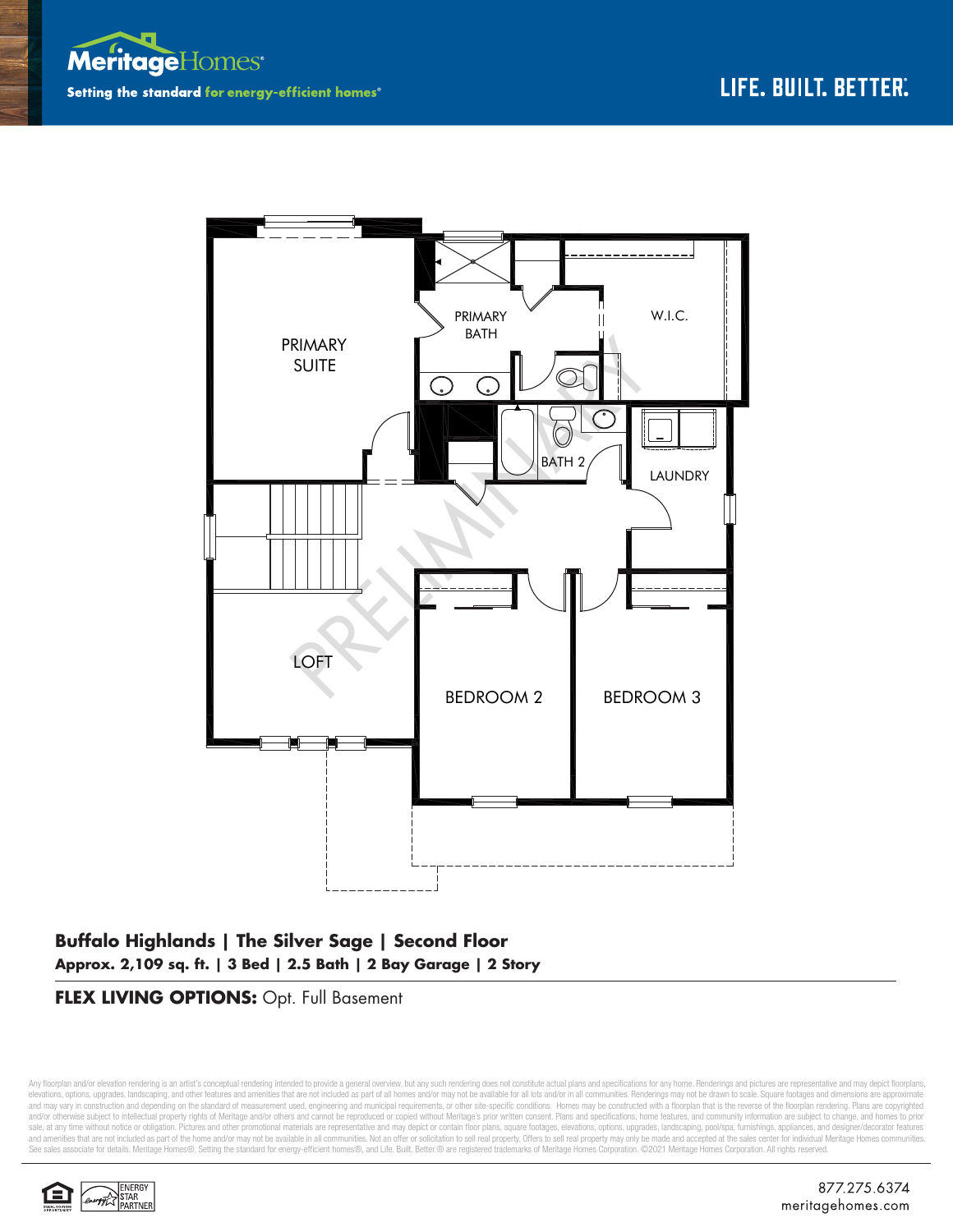Meritage Homes
Setting the standard for energy-efficient homes®

LIFE. BUILT. BETTER.®

PRIMARY SUITE

PRIMARY BATH

W.I.C.

BATH 2

LAUNDRY

LOFT

BEDROOM 2

BEDROOM 3

PRELIMINARY

**Buffalo Highlands | The Silver Sage | Second Floor**
**Approx. 2,109 sq. ft. | 3 Bed | 2.5 Bath | 2 Bay Garage | 2 Story**

**FLEX LIVING OPTIONS:** Opt. Full Basement

Any floorplan and/or elevation rendering is an artist's conceptual rendering intended to provide a general overview, but any such rendering does not constitute actual plans and specifications for any home. Renderings and pictures are representative and may depict floorplans, elevations, options, upgrades, landscaping, and other features and amenities that are not included as part of all homes and/or may not be available for all lots and/or in all communities. Renderings may not be drawn to scale. Square footages and dimensions are approximate and may vary in construction and depending on the standard of measurement used, engineering and municipal requirements, or other site-specific conditions. Homes may be constructed with a floorplan that is the reverse of the floorplan rendering. Plans are copyrighted and/or otherwise subject to intellectual property rights of Meritage and/or others and cannot be reproduced or copied without Meritage's prior written consent. Plans and specifications, home features, and community information are subject to change, and homes to prior sale, at any time without notice or obligation. Pictures and other promotional materials are representative and may depict or contain floor plans, square footages, elevations, options, upgrades, landscaping, pool/spa, furnishings, appliances, and designer/decorator features and amenities that are not included as part of the home and/or may not be available in all communities. Not an offer or solicitation to sell real property. Offers to sell real property may only be made and accepted at the sales center for individual Meritage Homes communities. See sales associate for details. Meritage Homes®, Setting the standard for energy-efficient homes®, and Life. Built. Better.® are registered trademarks of Meritage Homes Corporation. ©2021 Meritage Homes Corporation. All rights reserved.

ENERGY STAR PARTNER

877.275.6374
meritagehomes.com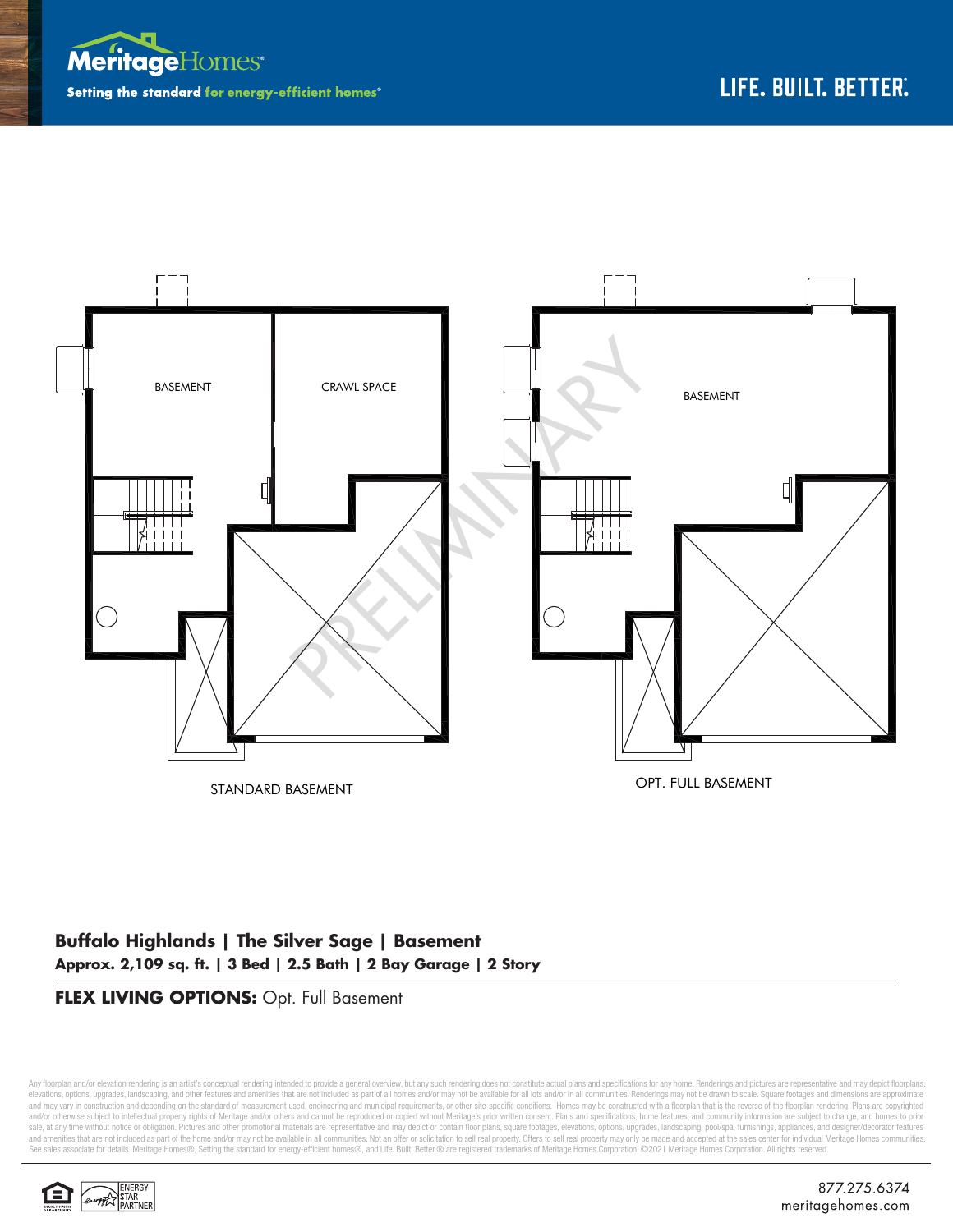MeritageHomes®

Setting the standard for energy-efficient homes®

LIFE. BUILT. BETTER.®

BASEMENT

CRAWL SPACE

STANDARD BASEMENT

BASEMENT

OPT. FULL BASEMENT

PRELIMINARY

**Buffalo Highlands | The Silver Sage | Basement**

**Approx. 2,109 sq. ft. | 3 Bed | 2.5 Bath | 2 Bay Garage | 2 Story**

**FLEX LIVING OPTIONS:** Opt. Full Basement

Any floorplan and/or elevation rendering is an artist's conceptual rendering intended to provide a general overview, but any such rendering does not constitute actual plans and specifications for any home. Renderings and pictures are representative and may depict floorplans, elevations, options, upgrades, landscaping, and other features and amenities that are not included as part of all homes and/or may not be available for all lots and/or in all communities. Renderings may not be drawn to scale. Square footages and dimensions are approximate and may vary in construction and depending on the standard of measurement used, engineering and municipal requirements, or other site-specific conditions. Homes may be constructed with a floorplan that is the reverse of the floorplan rendering. Plans are copyrighted and/or otherwise subject to intellectual property rights of Meritage and/or others and cannot be reproduced or copied without Meritage's prior written consent. Plans and specifications, home features, and community information are subject to change, and homes to prior sale, at any time without notice or obligation. Pictures and other promotional materials are representative and may depict or contain floor plans, square footages, elevations, options, upgrades, landscaping, pool/spa, furnishings, appliances, and designer/decorator features and amenities that are not included as part of the home and/or may not be available in all communities. Not an offer or solicitation to sell real property. Offers to sell real property may only be made and accepted at the sales center for individual Meritage Homes communities. See sales associate for details. Meritage Homes®, Setting the standard for energy-efficient homes®, and Life. Built. Better.® are registered trademarks of Meritage Homes Corporation. ©2021 Meritage Homes Corporation. All rights reserved.

ENERGY STAR PARTNER

877.275.6374
meritagehomes.com